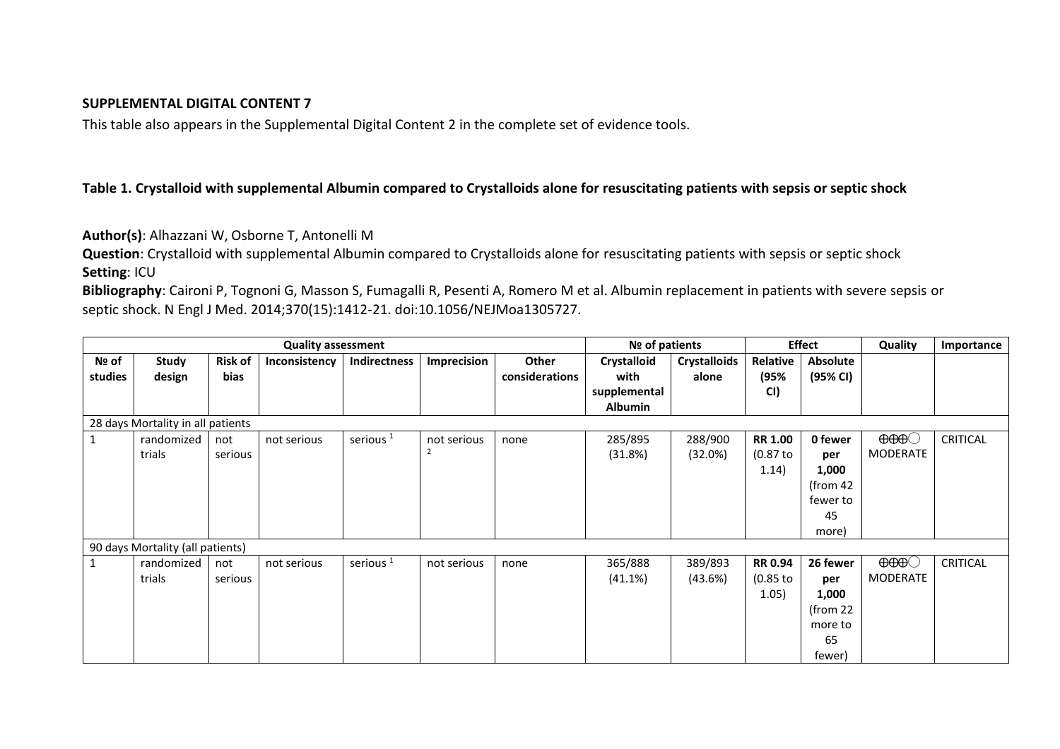**SUPPLEMENTAL DIGITAL CONTENT 7**

This table also appears in the Supplemental Digital Content 2 in the complete set of evidence tools.

**Table 1. Crystalloid with supplemental Albumin compared to Crystalloids alone for resuscitating patients with sepsis or septic shock**

**Author(s)**: Alhazzani W, Osborne T, Antonelli M
**Question**: Crystalloid with supplemental Albumin compared to Crystalloids alone for resuscitating patients with sepsis or septic shock
**Setting**: ICU
**Bibliography**: Caironi P, Tognoni G, Masson S, Fumagalli R, Pesenti A, Romero M et al. Albumin replacement in patients with severe sepsis or septic shock. N Engl J Med. 2014;370(15):1412-21. doi:10.1056/NEJMoa1305727.

| Quality assessment | | | | | | | № of patients | | Effect | | Quality | Importance |
|---|---|---|---|---|---|---|---|---|---|---|---|---|
| **№ of studies** | **Study design** | **Risk of bias** | **Inconsistency** | **Indirectness** | **Imprecision** | **Other considerations** | **Crystalloid with supplemental Albumin** | **Crystalloids alone** | **Relative (95% CI)** | **Absolute (95% CI)** | | |
| 28 days Mortality in all patients | | | | | | | | | | | | |
| 1 | randomized trials | not serious | not serious | serious [1] | not serious [2] | none | 285/895 (31.8%) | 288/900 (32.0%) | **RR 1.00** (0.87 to 1.14) | **0 fewer per 1,000** (from 42 fewer to 45 more) | ⊕⊕⊕◯ MODERATE | CRITICAL |
| 90 days Mortality (all patients) | | | | | | | | | | | | |
| 1 | randomized trials | not serious | not serious | serious [1] | not serious | none | 365/888 (41.1%) | 389/893 (43.6%) | **RR 0.94** (0.85 to 1.05) | **26 fewer per 1,000** (from 22 more to 65 fewer) | ⊕⊕⊕◯ MODERATE | CRITICAL |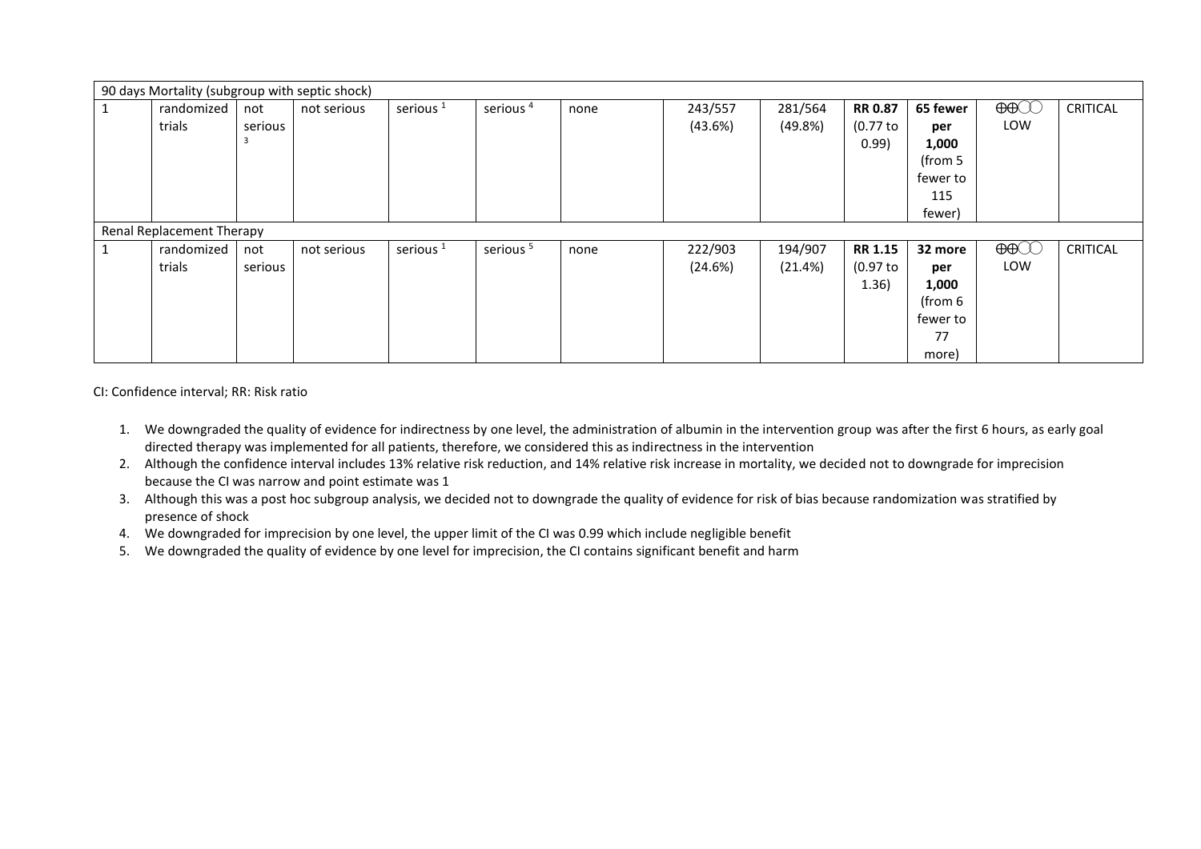| | | | | | | | | | | | | |
|---|---|---|---|---|---|---|---|---|---|---|---|---|
| 90 days Mortality (subgroup with septic shock) | | | | | | | | | | | | |
| 1 | randomized trials | not serious [3] | not serious | serious [1] | serious [4] | none | 243/557 (43.6%) | 281/564 (49.8%) | **RR 0.87** (0.77 to 0.99) | **65 fewer per 1,000** (from 5 fewer to 115 fewer) | ⊕⊕◯◯ LOW | CRITICAL |
| Renal Replacement Therapy | | | | | | | | | | | | |
| 1 | randomized trials | not serious | not serious | serious [1] | serious [5] | none | 222/903 (24.6%) | 194/907 (21.4%) | **RR 1.15** (0.97 to 1.36) | **32 more per 1,000** (from 6 fewer to 77 more) | ⊕⊕◯◯ LOW | CRITICAL |

CI: Confidence interval; RR: Risk ratio

1. We downgraded the quality of evidence for indirectness by one level, the administration of albumin in the intervention group was after the first 6 hours, as early goal directed therapy was implemented for all patients, therefore, we considered this as indirectness in the intervention
2. Although the confidence interval includes 13% relative risk reduction, and 14% relative risk increase in mortality, we decided not to downgrade for imprecision because the CI was narrow and point estimate was 1
3. Although this was a post hoc subgroup analysis, we decided not to downgrade the quality of evidence for risk of bias because randomization was stratified by presence of shock
4. We downgraded for imprecision by one level, the upper limit of the CI was 0.99 which include negligible benefit
5. We downgraded the quality of evidence by one level for imprecision, the CI contains significant benefit and harm